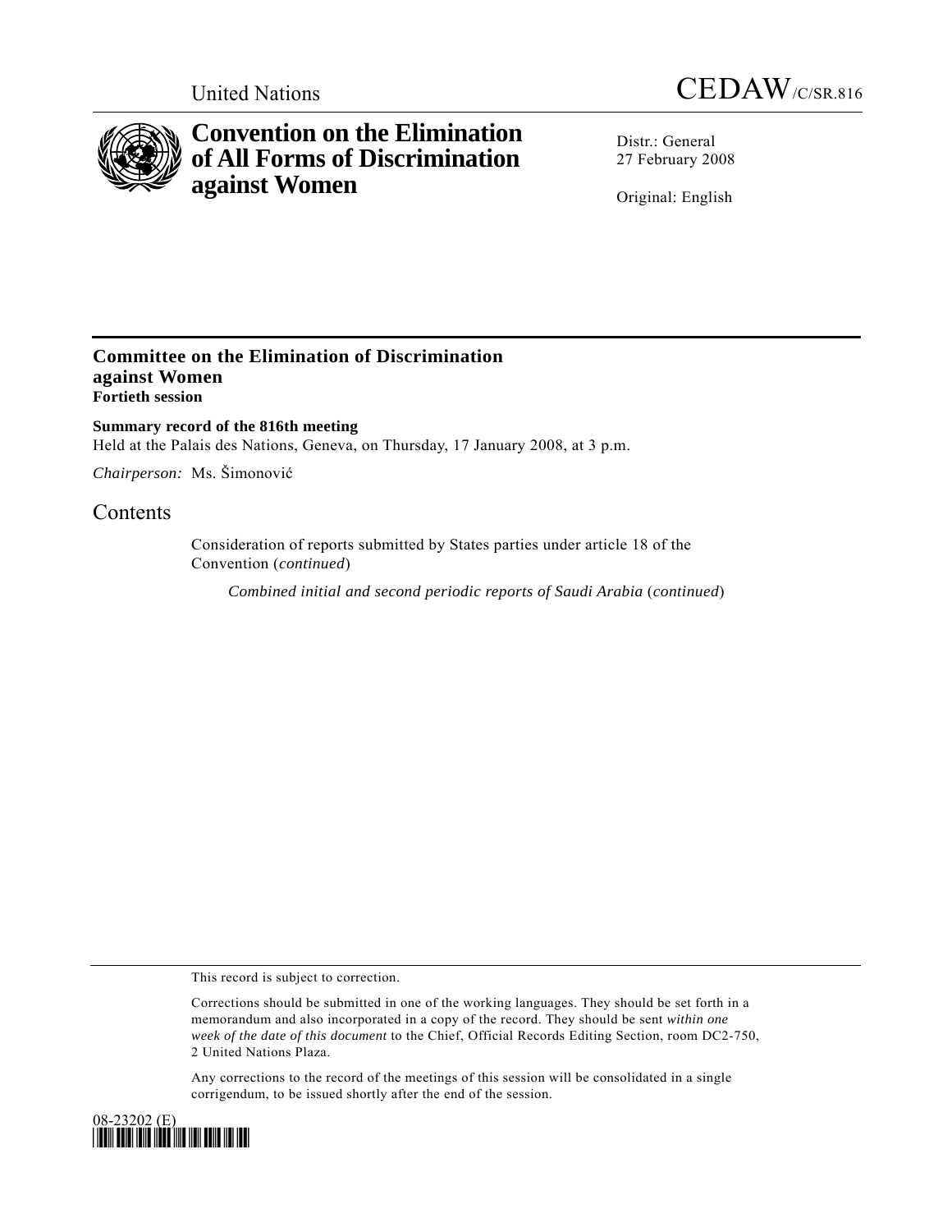United Nations CEDAW/C/SR.816

# Convention on the Elimination of All Forms of Discrimination against Women

Distr.: General
27 February 2008

Original: English

## Committee on the Elimination of Discrimination against Women

**Fortieth session**

**Summary record of the 816th meeting**

Held at the Palais des Nations, Geneva, on Thursday, 17 January 2008, at 3 p.m.

*Chairperson:* Ms. Šimonović

## Contents

Consideration of reports submitted by States parties under article 18 of the Convention (*continued*)

*Combined initial and second periodic reports of Saudi Arabia* (*continued*)

This record is subject to correction.

Corrections should be submitted in one of the working languages. They should be set forth in a memorandum and also incorporated in a copy of the record. They should be sent *within one week of the date of this document* to the Chief, Official Records Editing Section, room DC2-750, 2 United Nations Plaza.

Any corrections to the record of the meetings of this session will be consolidated in a single corrigendum, to be issued shortly after the end of the session.

08-23202 (E)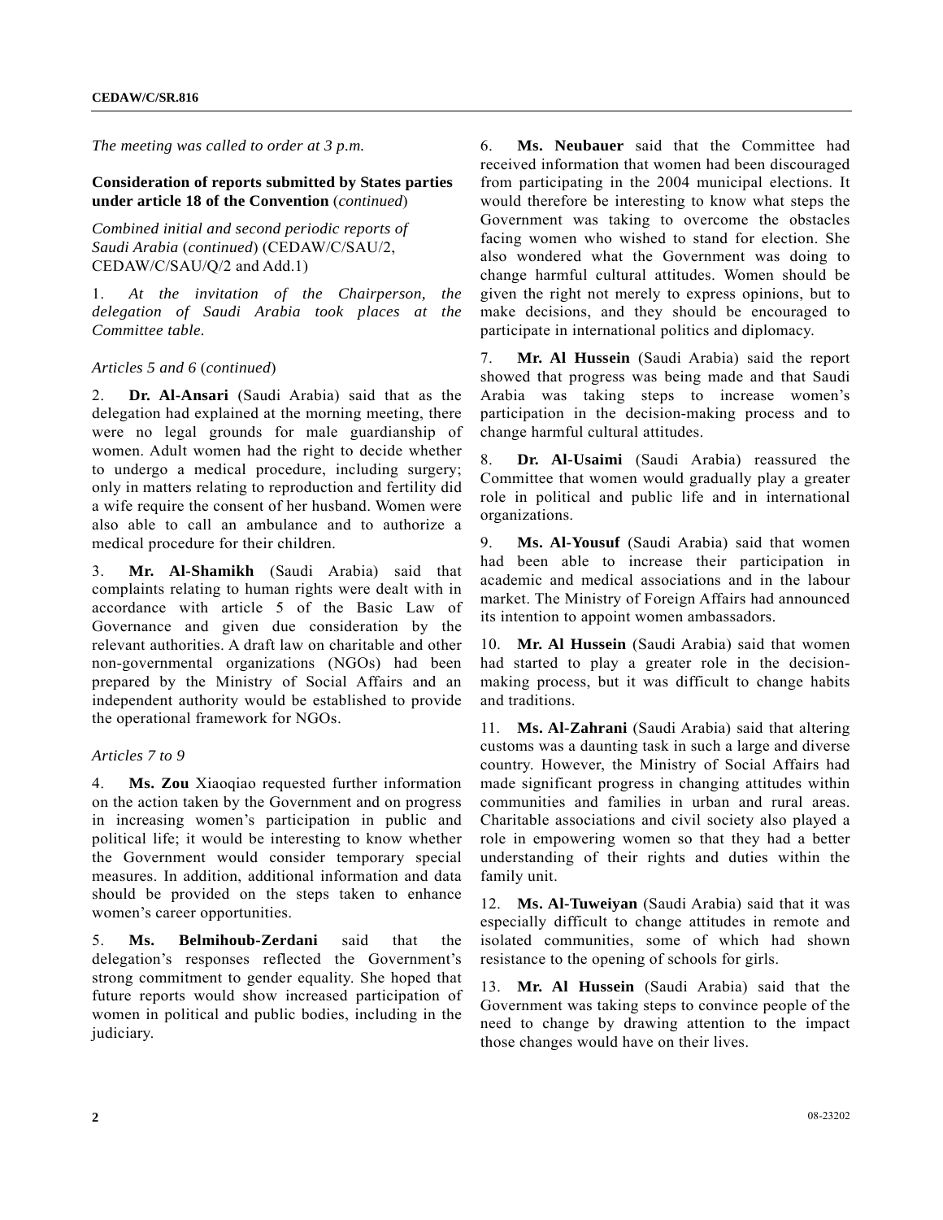*The meeting was called to order at 3 p.m.*

**Consideration of reports submitted by States parties under article 18 of the Convention** (*continued*)

*Combined initial and second periodic reports of Saudi Arabia* (*continued*) (CEDAW/C/SAU/2, CEDAW/C/SAU/Q/2 and Add.1)

1. *At the invitation of the Chairperson, the delegation of Saudi Arabia took places at the Committee table.*

*Articles 5 and 6* (*continued*)

2. **Dr. Al-Ansari** (Saudi Arabia) said that as the delegation had explained at the morning meeting, there were no legal grounds for male guardianship of women. Adult women had the right to decide whether to undergo a medical procedure, including surgery; only in matters relating to reproduction and fertility did a wife require the consent of her husband. Women were also able to call an ambulance and to authorize a medical procedure for their children.

3. **Mr. Al-Shamikh** (Saudi Arabia) said that complaints relating to human rights were dealt with in accordance with article 5 of the Basic Law of Governance and given due consideration by the relevant authorities. A draft law on charitable and other non-governmental organizations (NGOs) had been prepared by the Ministry of Social Affairs and an independent authority would be established to provide the operational framework for NGOs.

*Articles 7 to 9*

4. **Ms. Zou** Xiaoqiao requested further information on the action taken by the Government and on progress in increasing women's participation in public and political life; it would be interesting to know whether the Government would consider temporary special measures. In addition, additional information and data should be provided on the steps taken to enhance women's career opportunities.

5. **Ms. Belmihoub-Zerdani** said that the delegation's responses reflected the Government's strong commitment to gender equality. She hoped that future reports would show increased participation of women in political and public bodies, including in the judiciary.

6. **Ms. Neubauer** said that the Committee had received information that women had been discouraged from participating in the 2004 municipal elections. It would therefore be interesting to know what steps the Government was taking to overcome the obstacles facing women who wished to stand for election. She also wondered what the Government was doing to change harmful cultural attitudes. Women should be given the right not merely to express opinions, but to make decisions, and they should be encouraged to participate in international politics and diplomacy.

7. **Mr. Al Hussein** (Saudi Arabia) said the report showed that progress was being made and that Saudi Arabia was taking steps to increase women's participation in the decision-making process and to change harmful cultural attitudes.

8. **Dr. Al-Usaimi** (Saudi Arabia) reassured the Committee that women would gradually play a greater role in political and public life and in international organizations.

9. **Ms. Al-Yousuf** (Saudi Arabia) said that women had been able to increase their participation in academic and medical associations and in the labour market. The Ministry of Foreign Affairs had announced its intention to appoint women ambassadors.

10. **Mr. Al Hussein** (Saudi Arabia) said that women had started to play a greater role in the decision-making process, but it was difficult to change habits and traditions.

11. **Ms. Al-Zahrani** (Saudi Arabia) said that altering customs was a daunting task in such a large and diverse country. However, the Ministry of Social Affairs had made significant progress in changing attitudes within communities and families in urban and rural areas. Charitable associations and civil society also played a role in empowering women so that they had a better understanding of their rights and duties within the family unit.

12. **Ms. Al-Tuweiyan** (Saudi Arabia) said that it was especially difficult to change attitudes in remote and isolated communities, some of which had shown resistance to the opening of schools for girls.

13. **Mr. Al Hussein** (Saudi Arabia) said that the Government was taking steps to convince people of the need to change by drawing attention to the impact those changes would have on their lives.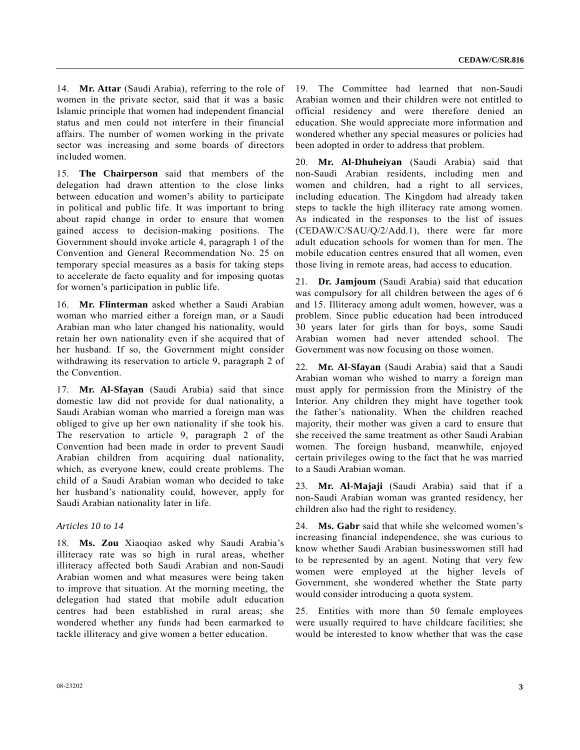14. **Mr. Attar** (Saudi Arabia), referring to the role of women in the private sector, said that it was a basic Islamic principle that women had independent financial status and men could not interfere in their financial affairs. The number of women working in the private sector was increasing and some boards of directors included women.

15. **The Chairperson** said that members of the delegation had drawn attention to the close links between education and women's ability to participate in political and public life. It was important to bring about rapid change in order to ensure that women gained access to decision-making positions. The Government should invoke article 4, paragraph 1 of the Convention and General Recommendation No. 25 on temporary special measures as a basis for taking steps to accelerate de facto equality and for imposing quotas for women's participation in public life.

16. **Mr. Flinterman** asked whether a Saudi Arabian woman who married either a foreign man, or a Saudi Arabian man who later changed his nationality, would retain her own nationality even if she acquired that of her husband. If so, the Government might consider withdrawing its reservation to article 9, paragraph 2 of the Convention.

17. **Mr. Al-Sfayan** (Saudi Arabia) said that since domestic law did not provide for dual nationality, a Saudi Arabian woman who married a foreign man was obliged to give up her own nationality if she took his. The reservation to article 9, paragraph 2 of the Convention had been made in order to prevent Saudi Arabian children from acquiring dual nationality, which, as everyone knew, could create problems. The child of a Saudi Arabian woman who decided to take her husband's nationality could, however, apply for Saudi Arabian nationality later in life.

*Articles 10 to 14*

18. **Ms. Zou** Xiaoqiao asked why Saudi Arabia's illiteracy rate was so high in rural areas, whether illiteracy affected both Saudi Arabian and non-Saudi Arabian women and what measures were being taken to improve that situation. At the morning meeting, the delegation had stated that mobile adult education centres had been established in rural areas; she wondered whether any funds had been earmarked to tackle illiteracy and give women a better education.

19. The Committee had learned that non-Saudi Arabian women and their children were not entitled to official residency and were therefore denied an education. She would appreciate more information and wondered whether any special measures or policies had been adopted in order to address that problem.

20. **Mr. Al-Dhuheiyan** (Saudi Arabia) said that non-Saudi Arabian residents, including men and women and children, had a right to all services, including education. The Kingdom had already taken steps to tackle the high illiteracy rate among women. As indicated in the responses to the list of issues (CEDAW/C/SAU/Q/2/Add.1), there were far more adult education schools for women than for men. The mobile education centres ensured that all women, even those living in remote areas, had access to education.

21. **Dr. Jamjoum** (Saudi Arabia) said that education was compulsory for all children between the ages of 6 and 15. Illiteracy among adult women, however, was a problem. Since public education had been introduced 30 years later for girls than for boys, some Saudi Arabian women had never attended school. The Government was now focusing on those women.

22. **Mr. Al-Sfayan** (Saudi Arabia) said that a Saudi Arabian woman who wished to marry a foreign man must apply for permission from the Ministry of the Interior. Any children they might have together took the father's nationality. When the children reached majority, their mother was given a card to ensure that she received the same treatment as other Saudi Arabian women. The foreign husband, meanwhile, enjoyed certain privileges owing to the fact that he was married to a Saudi Arabian woman.

23. **Mr. Al-Majaji** (Saudi Arabia) said that if a non-Saudi Arabian woman was granted residency, her children also had the right to residency.

24. **Ms. Gabr** said that while she welcomed women's increasing financial independence, she was curious to know whether Saudi Arabian businesswomen still had to be represented by an agent. Noting that very few women were employed at the higher levels of Government, she wondered whether the State party would consider introducing a quota system.

25. Entities with more than 50 female employees were usually required to have childcare facilities; she would be interested to know whether that was the case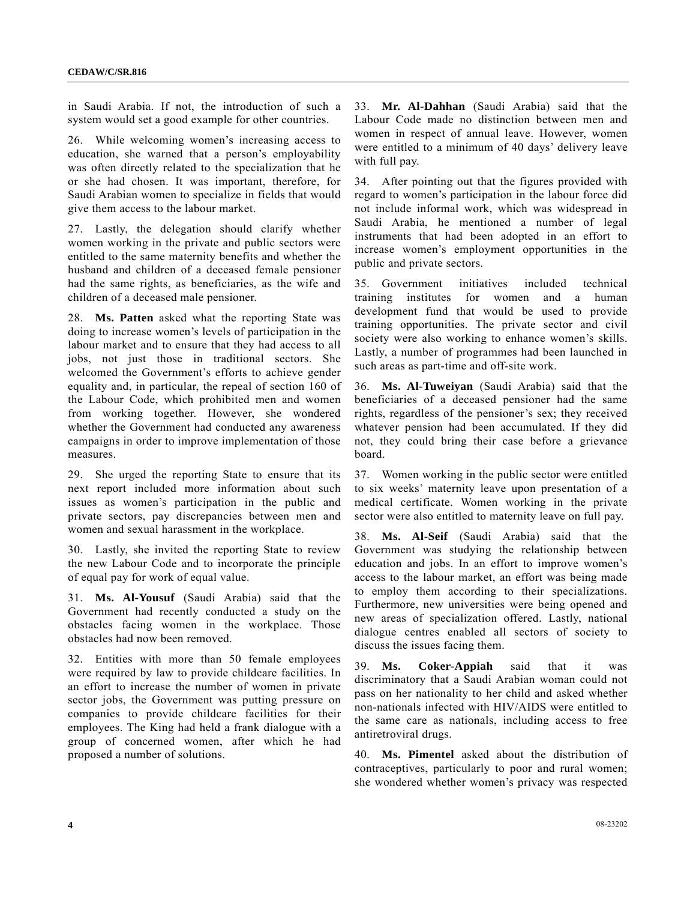in Saudi Arabia. If not, the introduction of such a system would set a good example for other countries.

26. While welcoming women's increasing access to education, she warned that a person's employability was often directly related to the specialization that he or she had chosen. It was important, therefore, for Saudi Arabian women to specialize in fields that would give them access to the labour market.

27. Lastly, the delegation should clarify whether women working in the private and public sectors were entitled to the same maternity benefits and whether the husband and children of a deceased female pensioner had the same rights, as beneficiaries, as the wife and children of a deceased male pensioner.

28. **Ms. Patten** asked what the reporting State was doing to increase women's levels of participation in the labour market and to ensure that they had access to all jobs, not just those in traditional sectors. She welcomed the Government's efforts to achieve gender equality and, in particular, the repeal of section 160 of the Labour Code, which prohibited men and women from working together. However, she wondered whether the Government had conducted any awareness campaigns in order to improve implementation of those measures.

29. She urged the reporting State to ensure that its next report included more information about such issues as women's participation in the public and private sectors, pay discrepancies between men and women and sexual harassment in the workplace.

30. Lastly, she invited the reporting State to review the new Labour Code and to incorporate the principle of equal pay for work of equal value.

31. **Ms. Al-Yousuf** (Saudi Arabia) said that the Government had recently conducted a study on the obstacles facing women in the workplace. Those obstacles had now been removed.

32. Entities with more than 50 female employees were required by law to provide childcare facilities. In an effort to increase the number of women in private sector jobs, the Government was putting pressure on companies to provide childcare facilities for their employees. The King had held a frank dialogue with a group of concerned women, after which he had proposed a number of solutions.

33. **Mr. Al-Dahhan** (Saudi Arabia) said that the Labour Code made no distinction between men and women in respect of annual leave. However, women were entitled to a minimum of 40 days' delivery leave with full pay.

34. After pointing out that the figures provided with regard to women's participation in the labour force did not include informal work, which was widespread in Saudi Arabia, he mentioned a number of legal instruments that had been adopted in an effort to increase women's employment opportunities in the public and private sectors.

35. Government initiatives included technical training institutes for women and a human development fund that would be used to provide training opportunities. The private sector and civil society were also working to enhance women's skills. Lastly, a number of programmes had been launched in such areas as part-time and off-site work.

36. **Ms. Al-Tuweiyan** (Saudi Arabia) said that the beneficiaries of a deceased pensioner had the same rights, regardless of the pensioner's sex; they received whatever pension had been accumulated. If they did not, they could bring their case before a grievance board.

37. Women working in the public sector were entitled to six weeks' maternity leave upon presentation of a medical certificate. Women working in the private sector were also entitled to maternity leave on full pay.

38. **Ms. Al-Seif** (Saudi Arabia) said that the Government was studying the relationship between education and jobs. In an effort to improve women's access to the labour market, an effort was being made to employ them according to their specializations. Furthermore, new universities were being opened and new areas of specialization offered. Lastly, national dialogue centres enabled all sectors of society to discuss the issues facing them.

39. **Ms. Coker-Appiah** said that it was discriminatory that a Saudi Arabian woman could not pass on her nationality to her child and asked whether non-nationals infected with HIV/AIDS were entitled to the same care as nationals, including access to free antiretroviral drugs.

40. **Ms. Pimentel** asked about the distribution of contraceptives, particularly to poor and rural women; she wondered whether women's privacy was respected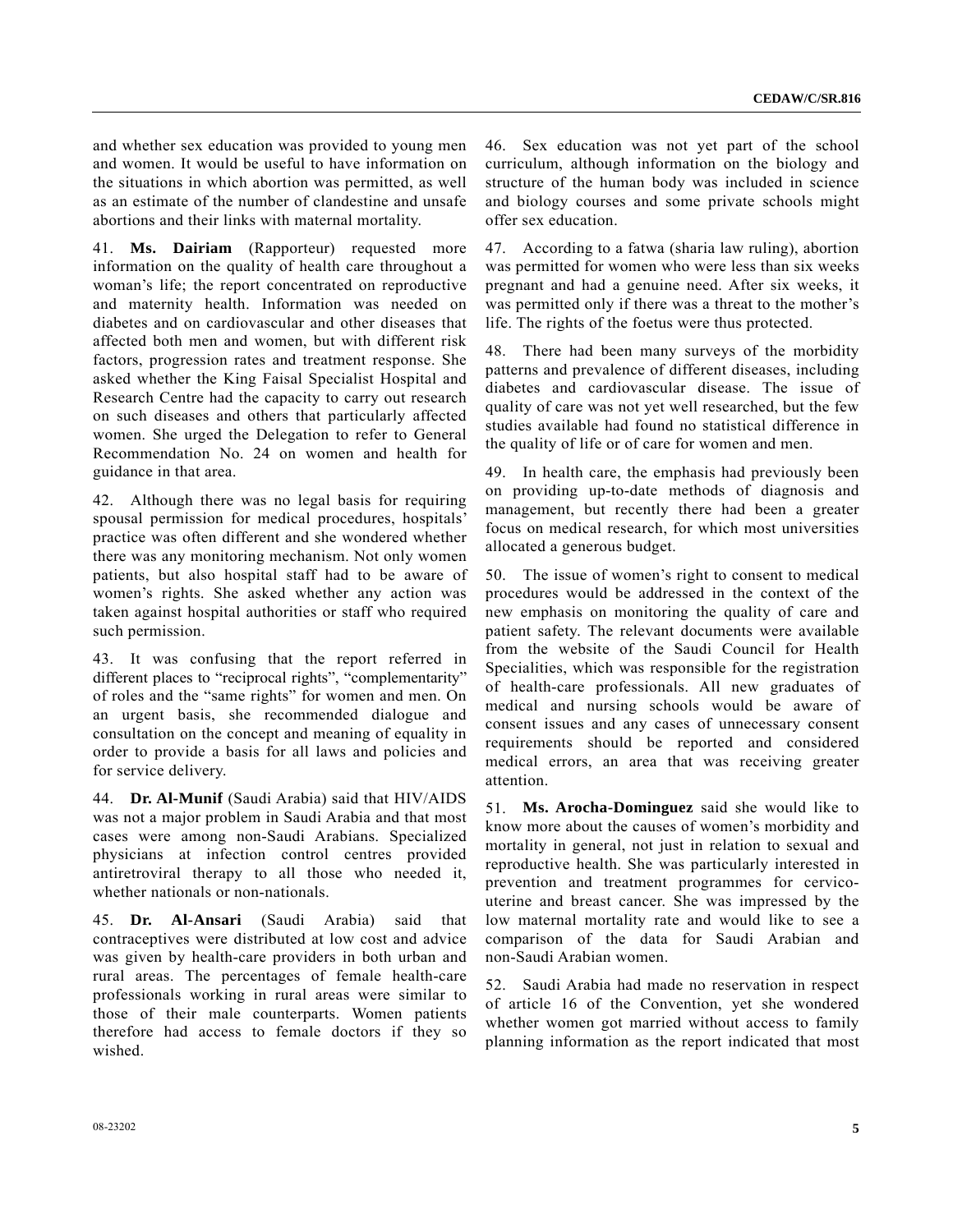and whether sex education was provided to young men and women. It would be useful to have information on the situations in which abortion was permitted, as well as an estimate of the number of clandestine and unsafe abortions and their links with maternal mortality.

41. **Ms. Dairiam** (Rapporteur) requested more information on the quality of health care throughout a woman's life; the report concentrated on reproductive and maternity health. Information was needed on diabetes and on cardiovascular and other diseases that affected both men and women, but with different risk factors, progression rates and treatment response. She asked whether the King Faisal Specialist Hospital and Research Centre had the capacity to carry out research on such diseases and others that particularly affected women. She urged the Delegation to refer to General Recommendation No. 24 on women and health for guidance in that area.

42. Although there was no legal basis for requiring spousal permission for medical procedures, hospitals' practice was often different and she wondered whether there was any monitoring mechanism. Not only women patients, but also hospital staff had to be aware of women's rights. She asked whether any action was taken against hospital authorities or staff who required such permission.

43. It was confusing that the report referred in different places to "reciprocal rights", "complementarity" of roles and the "same rights" for women and men. On an urgent basis, she recommended dialogue and consultation on the concept and meaning of equality in order to provide a basis for all laws and policies and for service delivery.

44. **Dr. Al-Munif** (Saudi Arabia) said that HIV/AIDS was not a major problem in Saudi Arabia and that most cases were among non-Saudi Arabians. Specialized physicians at infection control centres provided antiretroviral therapy to all those who needed it, whether nationals or non-nationals.

45. **Dr. Al-Ansari** (Saudi Arabia) said that contraceptives were distributed at low cost and advice was given by health-care providers in both urban and rural areas. The percentages of female health-care professionals working in rural areas were similar to those of their male counterparts. Women patients therefore had access to female doctors if they so wished.

46. Sex education was not yet part of the school curriculum, although information on the biology and structure of the human body was included in science and biology courses and some private schools might offer sex education.

47. According to a fatwa (sharia law ruling), abortion was permitted for women who were less than six weeks pregnant and had a genuine need. After six weeks, it was permitted only if there was a threat to the mother's life. The rights of the foetus were thus protected.

48. There had been many surveys of the morbidity patterns and prevalence of different diseases, including diabetes and cardiovascular disease. The issue of quality of care was not yet well researched, but the few studies available had found no statistical difference in the quality of life or of care for women and men.

49. In health care, the emphasis had previously been on providing up-to-date methods of diagnosis and management, but recently there had been a greater focus on medical research, for which most universities allocated a generous budget.

50. The issue of women's right to consent to medical procedures would be addressed in the context of the new emphasis on monitoring the quality of care and patient safety. The relevant documents were available from the website of the Saudi Council for Health Specialities, which was responsible for the registration of health-care professionals. All new graduates of medical and nursing schools would be aware of consent issues and any cases of unnecessary consent requirements should be reported and considered medical errors, an area that was receiving greater attention.

51. **Ms. Arocha-Dominguez** said she would like to know more about the causes of women's morbidity and mortality in general, not just in relation to sexual and reproductive health. She was particularly interested in prevention and treatment programmes for cervico-uterine and breast cancer. She was impressed by the low maternal mortality rate and would like to see a comparison of the data for Saudi Arabian and non-Saudi Arabian women.

52. Saudi Arabia had made no reservation in respect of article 16 of the Convention, yet she wondered whether women got married without access to family planning information as the report indicated that most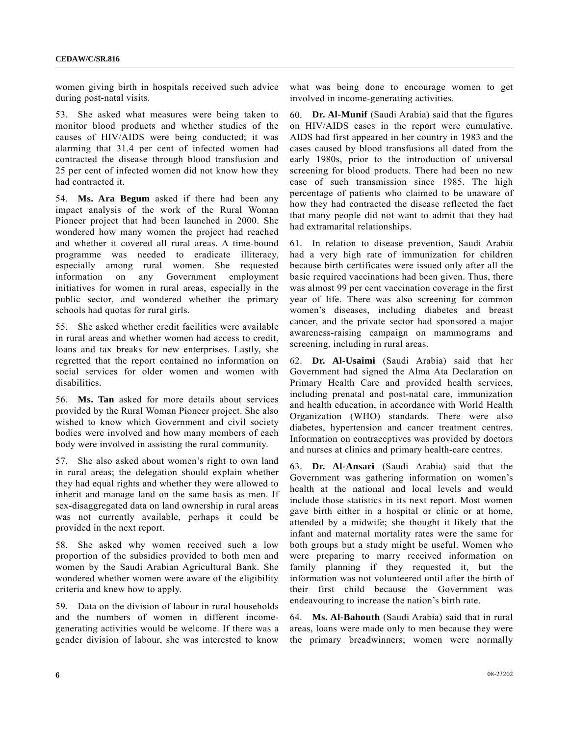women giving birth in hospitals received such advice during post-natal visits.

53. She asked what measures were being taken to monitor blood products and whether studies of the causes of HIV/AIDS were being conducted; it was alarming that 31.4 per cent of infected women had contracted the disease through blood transfusion and 25 per cent of infected women did not know how they had contracted it.

54. **Ms. Ara Begum** asked if there had been any impact analysis of the work of the Rural Woman Pioneer project that had been launched in 2000. She wondered how many women the project had reached and whether it covered all rural areas. A time-bound programme was needed to eradicate illiteracy, especially among rural women. She requested information on any Government employment initiatives for women in rural areas, especially in the public sector, and wondered whether the primary schools had quotas for rural girls.

55. She asked whether credit facilities were available in rural areas and whether women had access to credit, loans and tax breaks for new enterprises. Lastly, she regretted that the report contained no information on social services for older women and women with disabilities.

56. **Ms. Tan** asked for more details about services provided by the Rural Woman Pioneer project. She also wished to know which Government and civil society bodies were involved and how many members of each body were involved in assisting the rural community.

57. She also asked about women's right to own land in rural areas; the delegation should explain whether they had equal rights and whether they were allowed to inherit and manage land on the same basis as men. If sex-disaggregated data on land ownership in rural areas was not currently available, perhaps it could be provided in the next report.

58. She asked why women received such a low proportion of the subsidies provided to both men and women by the Saudi Arabian Agricultural Bank. She wondered whether women were aware of the eligibility criteria and knew how to apply.

59. Data on the division of labour in rural households and the numbers of women in different income-generating activities would be welcome. If there was a gender division of labour, she was interested to know what was being done to encourage women to get involved in income-generating activities.

60. **Dr. Al-Munif** (Saudi Arabia) said that the figures on HIV/AIDS cases in the report were cumulative. AIDS had first appeared in her country in 1983 and the cases caused by blood transfusions all dated from the early 1980s, prior to the introduction of universal screening for blood products. There had been no new case of such transmission since 1985. The high percentage of patients who claimed to be unaware of how they had contracted the disease reflected the fact that many people did not want to admit that they had had extramarital relationships.

61. In relation to disease prevention, Saudi Arabia had a very high rate of immunization for children because birth certificates were issued only after all the basic required vaccinations had been given. Thus, there was almost 99 per cent vaccination coverage in the first year of life. There was also screening for common women's diseases, including diabetes and breast cancer, and the private sector had sponsored a major awareness-raising campaign on mammograms and screening, including in rural areas.

62. **Dr. Al-Usaimi** (Saudi Arabia) said that her Government had signed the Alma Ata Declaration on Primary Health Care and provided health services, including prenatal and post-natal care, immunization and health education, in accordance with World Health Organization (WHO) standards. There were also diabetes, hypertension and cancer treatment centres. Information on contraceptives was provided by doctors and nurses at clinics and primary health-care centres.

63. **Dr. Al-Ansari** (Saudi Arabia) said that the Government was gathering information on women's health at the national and local levels and would include those statistics in its next report. Most women gave birth either in a hospital or clinic or at home, attended by a midwife; she thought it likely that the infant and maternal mortality rates were the same for both groups but a study might be useful. Women who were preparing to marry received information on family planning if they requested it, but the information was not volunteered until after the birth of their first child because the Government was endeavouring to increase the nation's birth rate.

64. **Ms. Al-Bahouth** (Saudi Arabia) said that in rural areas, loans were made only to men because they were the primary breadwinners; women were normally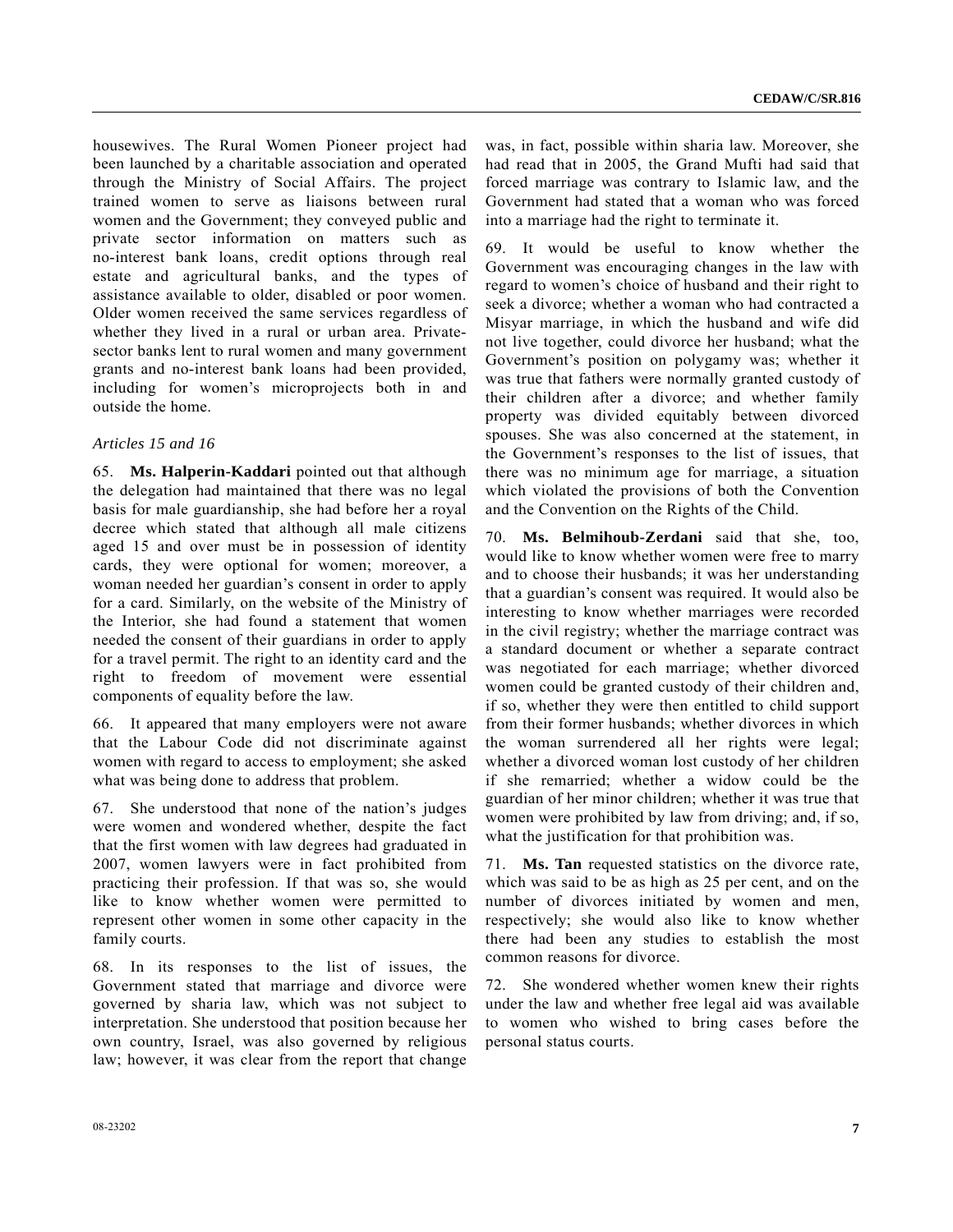housewives. The Rural Women Pioneer project had been launched by a charitable association and operated through the Ministry of Social Affairs. The project trained women to serve as liaisons between rural women and the Government; they conveyed public and private sector information on matters such as no-interest bank loans, credit options through real estate and agricultural banks, and the types of assistance available to older, disabled or poor women. Older women received the same services regardless of whether they lived in a rural or urban area. Private-sector banks lent to rural women and many government grants and no-interest bank loans had been provided, including for women's microprojects both in and outside the home.

*Articles 15 and 16*

65. **Ms. Halperin-Kaddari** pointed out that although the delegation had maintained that there was no legal basis for male guardianship, she had before her a royal decree which stated that although all male citizens aged 15 and over must be in possession of identity cards, they were optional for women; moreover, a woman needed her guardian's consent in order to apply for a card. Similarly, on the website of the Ministry of the Interior, she had found a statement that women needed the consent of their guardians in order to apply for a travel permit. The right to an identity card and the right to freedom of movement were essential components of equality before the law.

66. It appeared that many employers were not aware that the Labour Code did not discriminate against women with regard to access to employment; she asked what was being done to address that problem.

67. She understood that none of the nation's judges were women and wondered whether, despite the fact that the first women with law degrees had graduated in 2007, women lawyers were in fact prohibited from practicing their profession. If that was so, she would like to know whether women were permitted to represent other women in some other capacity in the family courts.

68. In its responses to the list of issues, the Government stated that marriage and divorce were governed by sharia law, which was not subject to interpretation. She understood that position because her own country, Israel, was also governed by religious law; however, it was clear from the report that change was, in fact, possible within sharia law. Moreover, she had read that in 2005, the Grand Mufti had said that forced marriage was contrary to Islamic law, and the Government had stated that a woman who was forced into a marriage had the right to terminate it.

69. It would be useful to know whether the Government was encouraging changes in the law with regard to women's choice of husband and their right to seek a divorce; whether a woman who had contracted a Misyar marriage, in which the husband and wife did not live together, could divorce her husband; what the Government's position on polygamy was; whether it was true that fathers were normally granted custody of their children after a divorce; and whether family property was divided equitably between divorced spouses. She was also concerned at the statement, in the Government's responses to the list of issues, that there was no minimum age for marriage, a situation which violated the provisions of both the Convention and the Convention on the Rights of the Child.

70. **Ms. Belmihoub-Zerdani** said that she, too, would like to know whether women were free to marry and to choose their husbands; it was her understanding that a guardian's consent was required. It would also be interesting to know whether marriages were recorded in the civil registry; whether the marriage contract was a standard document or whether a separate contract was negotiated for each marriage; whether divorced women could be granted custody of their children and, if so, whether they were then entitled to child support from their former husbands; whether divorces in which the woman surrendered all her rights were legal; whether a divorced woman lost custody of her children if she remarried; whether a widow could be the guardian of her minor children; whether it was true that women were prohibited by law from driving; and, if so, what the justification for that prohibition was.

71. **Ms. Tan** requested statistics on the divorce rate, which was said to be as high as 25 per cent, and on the number of divorces initiated by women and men, respectively; she would also like to know whether there had been any studies to establish the most common reasons for divorce.

72. She wondered whether women knew their rights under the law and whether free legal aid was available to women who wished to bring cases before the personal status courts.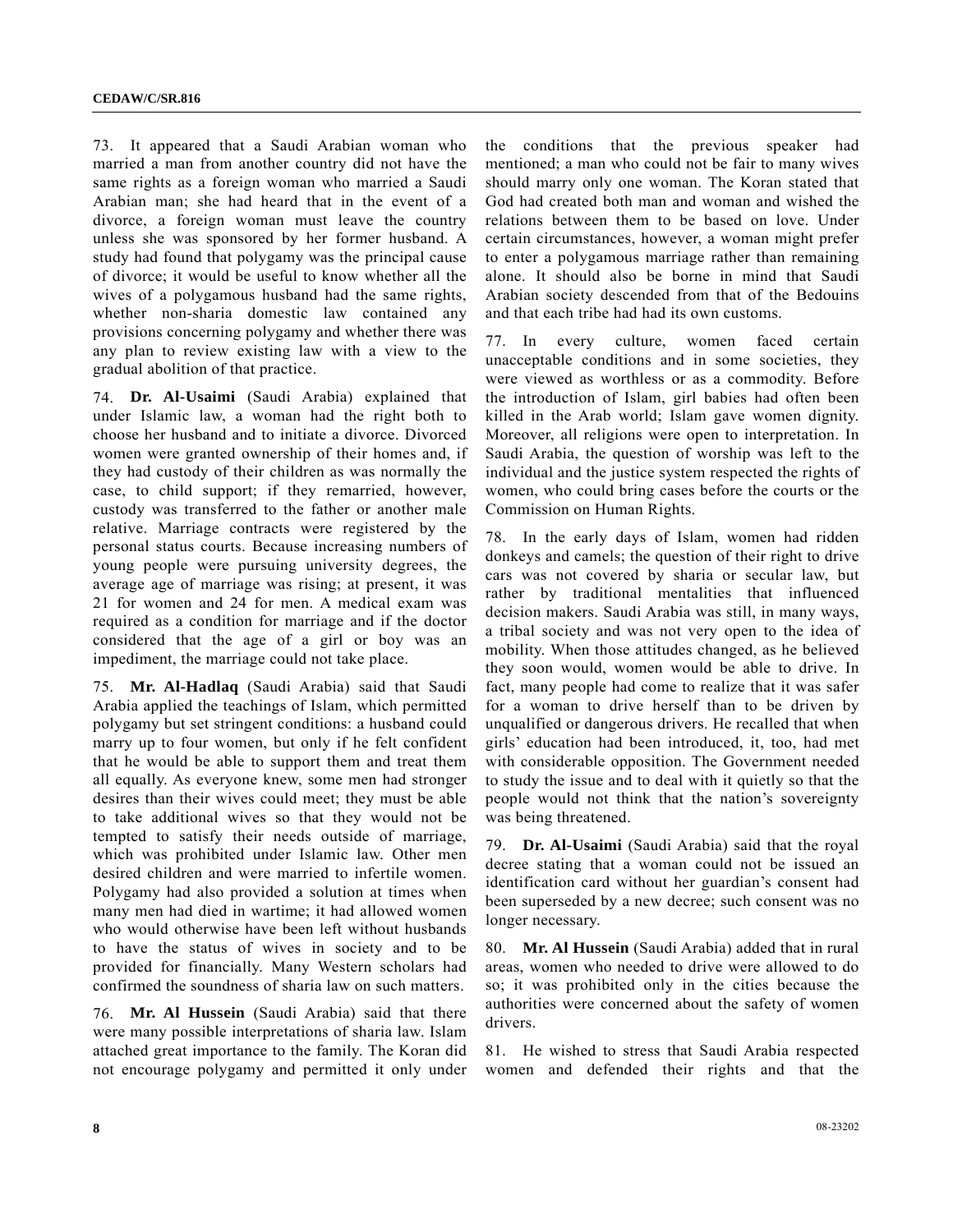73. It appeared that a Saudi Arabian woman who married a man from another country did not have the same rights as a foreign woman who married a Saudi Arabian man; she had heard that in the event of a divorce, a foreign woman must leave the country unless she was sponsored by her former husband. A study had found that polygamy was the principal cause of divorce; it would be useful to know whether all the wives of a polygamous husband had the same rights, whether non-sharia domestic law contained any provisions concerning polygamy and whether there was any plan to review existing law with a view to the gradual abolition of that practice.

74. **Dr. Al-Usaimi** (Saudi Arabia) explained that under Islamic law, a woman had the right both to choose her husband and to initiate a divorce. Divorced women were granted ownership of their homes and, if they had custody of their children as was normally the case, to child support; if they remarried, however, custody was transferred to the father or another male relative. Marriage contracts were registered by the personal status courts. Because increasing numbers of young people were pursuing university degrees, the average age of marriage was rising; at present, it was 21 for women and 24 for men. A medical exam was required as a condition for marriage and if the doctor considered that the age of a girl or boy was an impediment, the marriage could not take place.

75. **Mr. Al-Hadlaq** (Saudi Arabia) said that Saudi Arabia applied the teachings of Islam, which permitted polygamy but set stringent conditions: a husband could marry up to four women, but only if he felt confident that he would be able to support them and treat them all equally. As everyone knew, some men had stronger desires than their wives could meet; they must be able to take additional wives so that they would not be tempted to satisfy their needs outside of marriage, which was prohibited under Islamic law. Other men desired children and were married to infertile women. Polygamy had also provided a solution at times when many men had died in wartime; it had allowed women who would otherwise have been left without husbands to have the status of wives in society and to be provided for financially. Many Western scholars had confirmed the soundness of sharia law on such matters.

76. **Mr. Al Hussein** (Saudi Arabia) said that there were many possible interpretations of sharia law. Islam attached great importance to the family. The Koran did not encourage polygamy and permitted it only under the conditions that the previous speaker had mentioned; a man who could not be fair to many wives should marry only one woman. The Koran stated that God had created both man and woman and wished the relations between them to be based on love. Under certain circumstances, however, a woman might prefer to enter a polygamous marriage rather than remaining alone. It should also be borne in mind that Saudi Arabian society descended from that of the Bedouins and that each tribe had had its own customs.

77. In every culture, women faced certain unacceptable conditions and in some societies, they were viewed as worthless or as a commodity. Before the introduction of Islam, girl babies had often been killed in the Arab world; Islam gave women dignity. Moreover, all religions were open to interpretation. In Saudi Arabia, the question of worship was left to the individual and the justice system respected the rights of women, who could bring cases before the courts or the Commission on Human Rights.

78. In the early days of Islam, women had ridden donkeys and camels; the question of their right to drive cars was not covered by sharia or secular law, but rather by traditional mentalities that influenced decision makers. Saudi Arabia was still, in many ways, a tribal society and was not very open to the idea of mobility. When those attitudes changed, as he believed they soon would, women would be able to drive. In fact, many people had come to realize that it was safer for a woman to drive herself than to be driven by unqualified or dangerous drivers. He recalled that when girls' education had been introduced, it, too, had met with considerable opposition. The Government needed to study the issue and to deal with it quietly so that the people would not think that the nation's sovereignty was being threatened.

79. **Dr. Al-Usaimi** (Saudi Arabia) said that the royal decree stating that a woman could not be issued an identification card without her guardian's consent had been superseded by a new decree; such consent was no longer necessary.

80. **Mr. Al Hussein** (Saudi Arabia) added that in rural areas, women who needed to drive were allowed to do so; it was prohibited only in the cities because the authorities were concerned about the safety of women drivers.

81. He wished to stress that Saudi Arabia respected women and defended their rights and that the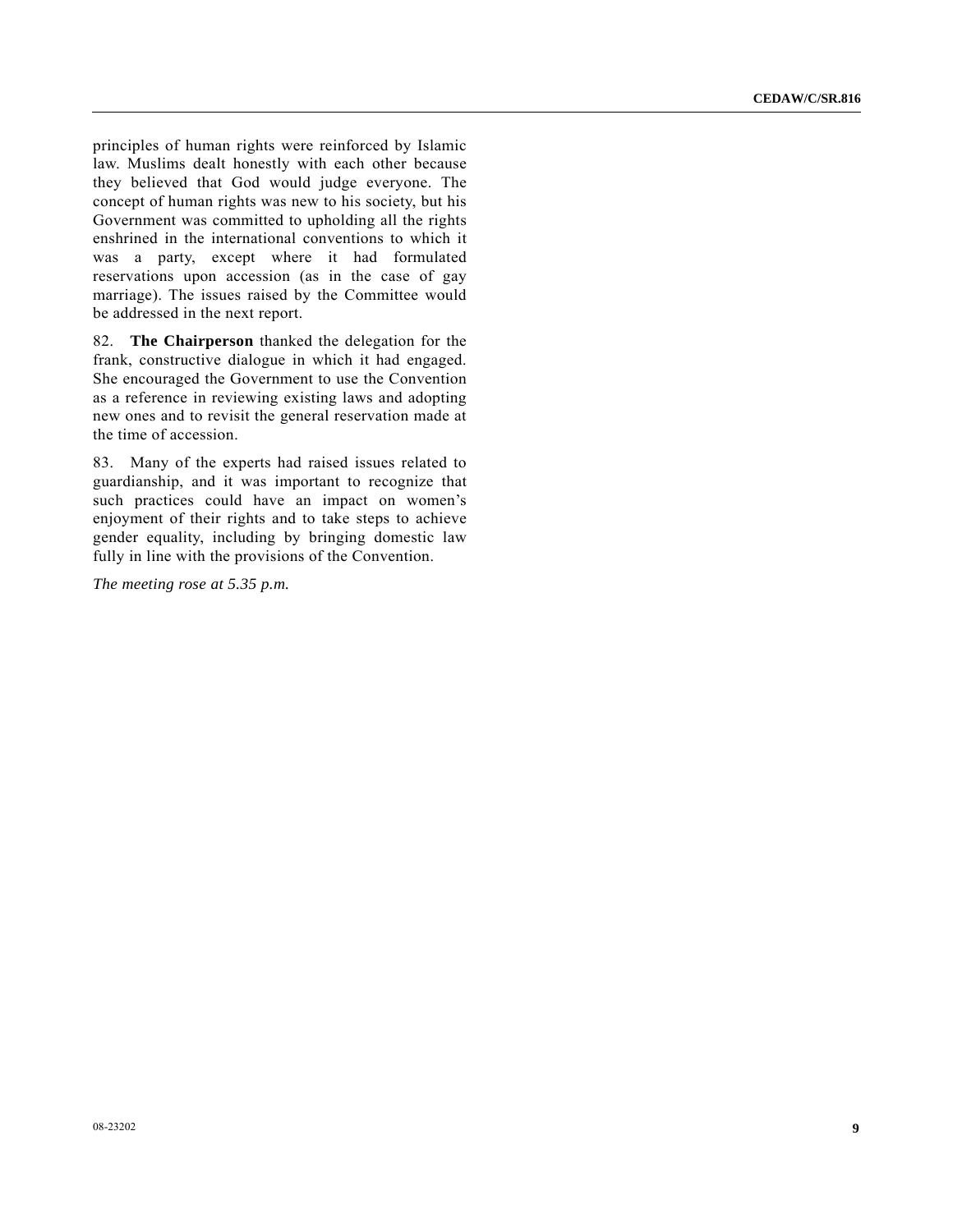principles of human rights were reinforced by Islamic law. Muslims dealt honestly with each other because they believed that God would judge everyone. The concept of human rights was new to his society, but his Government was committed to upholding all the rights enshrined in the international conventions to which it was a party, except where it had formulated reservations upon accession (as in the case of gay marriage). The issues raised by the Committee would be addressed in the next report.

82. **The Chairperson** thanked the delegation for the frank, constructive dialogue in which it had engaged. She encouraged the Government to use the Convention as a reference in reviewing existing laws and adopting new ones and to revisit the general reservation made at the time of accession.

83. Many of the experts had raised issues related to guardianship, and it was important to recognize that such practices could have an impact on women's enjoyment of their rights and to take steps to achieve gender equality, including by bringing domestic law fully in line with the provisions of the Convention.

*The meeting rose at 5.35 p.m.*